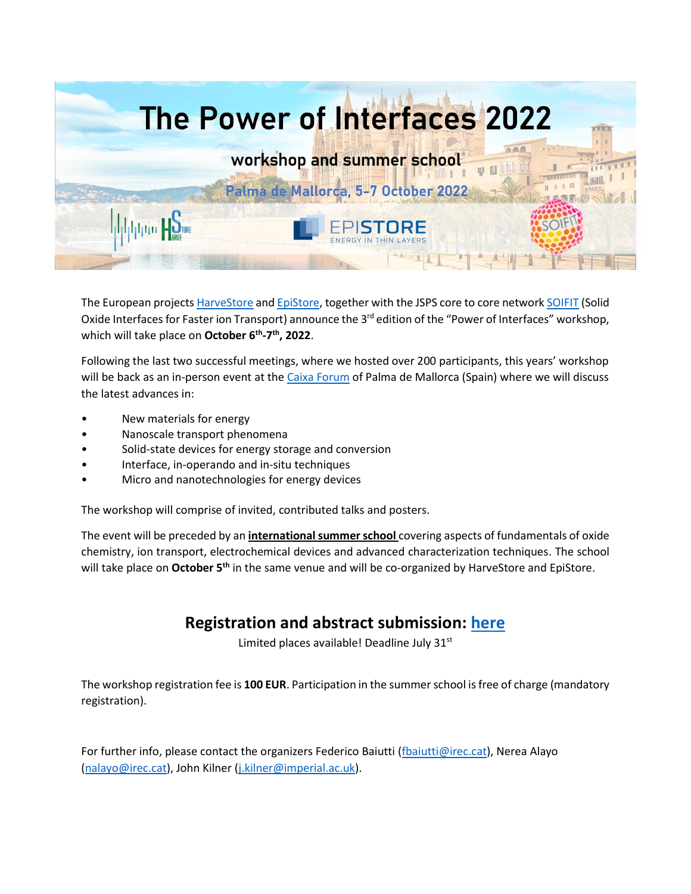# The Power of Interfaces 2022

## workshop and summer school

### Palma de Mallorca, 5-7 October 2022

The European projects HarveStore and EpiStore, together with the JSPS core to core network SOIFIT (Solid Oxide Interfaces for Faster ion Transport) announce the 3rd edition of the "Power of Interfaces" workshop, which will take place on **October 6th-7th, 2022**.

Following the last two successful meetings, where we hosted over 200 participants, this years' workshop will be back as an in-person event at the Caixa Forum of Palma de Mallorca (Spain) where we will discuss the latest advances in:

- New materials for energy
- Nanoscale transport phenomena
- Solid-state devices for energy storage and conversion
- Interface, in-operando and in-situ techniques
- Micro and nanotechnologies for energy devices

The workshop will comprise of invited, contributed talks and posters.

The event will be preceded by an **international summer school** covering aspects of fundamentals of oxide chemistry, ion transport, electrochemical devices and advanced characterization techniques. The school will take place on **October 5th** in the same venue and will be co-organized by HarveStore and EpiStore.

## Registration and abstract submission: here

Limited places available! Deadline July 31st

The workshop registration fee is **100 EUR**. Participation in the summer school is free of charge (mandatory registration).

For further info, please contact the organizers Federico Baiutti (fbaiutti@irec.cat), Nerea Alayo (nalayo@irec.cat), John Kilner (j.kilner@imperial.ac.uk).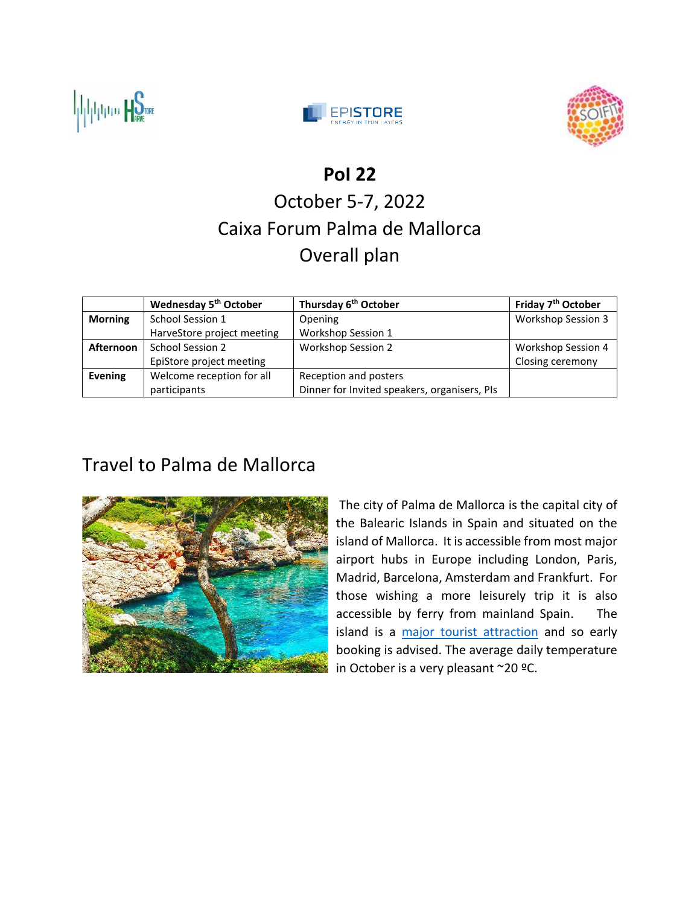# PoI 22

## October 5-7, 2022

## Caixa Forum Palma de Mallorca

## Overall plan

| | Wednesday 5th October | Thursday 6th October | Friday 7th October |
|---|---|---|---|
| **Morning** | School Session 1<br>HarveStore project meeting | Opening<br>Workshop Session 1 | Workshop Session 3 |
| **Afternoon** | School Session 2<br>EpiStore project meeting | Workshop Session 2 | Workshop Session 4<br>Closing ceremony |
| **Evening** | Welcome reception for all participants | Reception and posters<br>Dinner for Invited speakers, organisers, PIs | |

## Travel to Palma de Mallorca

The city of Palma de Mallorca is the capital city of the Balearic Islands in Spain and situated on the island of Mallorca. It is accessible from most major airport hubs in Europe including London, Paris, Madrid, Barcelona, Amsterdam and Frankfurt. For those wishing a more leisurely trip it is also accessible by ferry from mainland Spain. The island is a major tourist attraction and so early booking is advised. The average daily temperature in October is a very pleasant ~20 ºC.